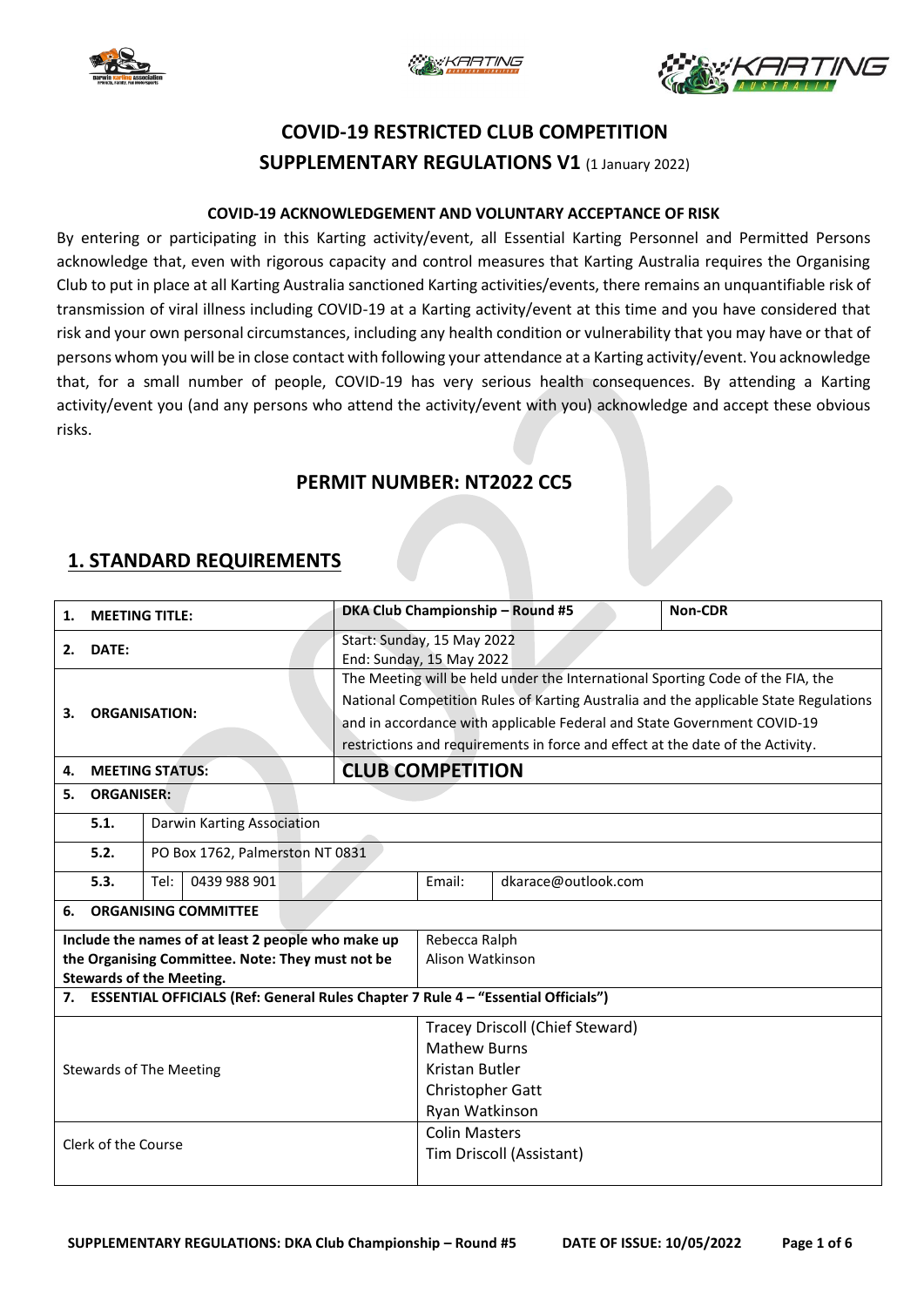# COVID-19 RESTRICTED CLUB COMPETITION

## SUPPLEMENTARY REGULATIONS V1 (1 January 2022)

**COVID-19 ACKNOWLEDGEMENT AND VOLUNTARY ACCEPTANCE OF RISK**

By entering or participating in this Karting activity/event, all Essential Karting Personnel and Permitted Persons acknowledge that, even with rigorous capacity and control measures that Karting Australia requires the Organising Club to put in place at all Karting Australia sanctioned Karting activities/events, there remains an unquantifiable risk of transmission of viral illness including COVID-19 at a Karting activity/event at this time and you have considered that risk and your own personal circumstances, including any health condition or vulnerability that you may have or that of persons whom you will be in close contact with following your attendance at a Karting activity/event. You acknowledge that, for a small number of people, COVID-19 has very serious health consequences. By attending a Karting activity/event you (and any persons who attend the activity/event with you) acknowledge and accept these obvious risks.

## PERMIT NUMBER: NT2022 CC5

## 1. STANDARD REQUIREMENTS

| | | | | |
|---|---|---|---|---|
| **1. MEETING TITLE:** | | **DKA Club Championship – Round #5** | | **Non-CDR** |
| **2. DATE:** | | Start: Sunday, 15 May 2022<br>End: Sunday, 15 May 2022 | | |
| **3. ORGANISATION:** | | The Meeting will be held under the International Sporting Code of the FIA, the National Competition Rules of Karting Australia and the applicable State Regulations and in accordance with applicable Federal and State Government COVID-19 restrictions and requirements in force and effect at the date of the Activity. | | |
| **4. MEETING STATUS:** | | **CLUB COMPETITION** | | |
| **5. ORGANISER:** | | | | |
| **5.1.** | Darwin Karting Association | | | |
| **5.2.** | PO Box 1762, Palmerston NT 0831 | | | |
| **5.3.** | Tel: 0439 988 901 | Email: | dkarace@outlook.com | |
| **6. ORGANISING COMMITTEE** | | | | |
| **Include the names of at least 2 people who make up the Organising Committee. Note: They must not be Stewards of the Meeting.** | | Rebecca Ralph<br>Alison Watkinson | | |
| **7. ESSENTIAL OFFICIALS (Ref: General Rules Chapter 7 Rule 4 – "Essential Officials")** | | | | |
| Stewards of The Meeting | | Tracey Driscoll (Chief Steward)<br>Mathew Burns<br>Kristan Butler<br>Christopher Gatt<br>Ryan Watkinson | | |
| Clerk of the Course | | Colin Masters<br>Tim Driscoll (Assistant) | | |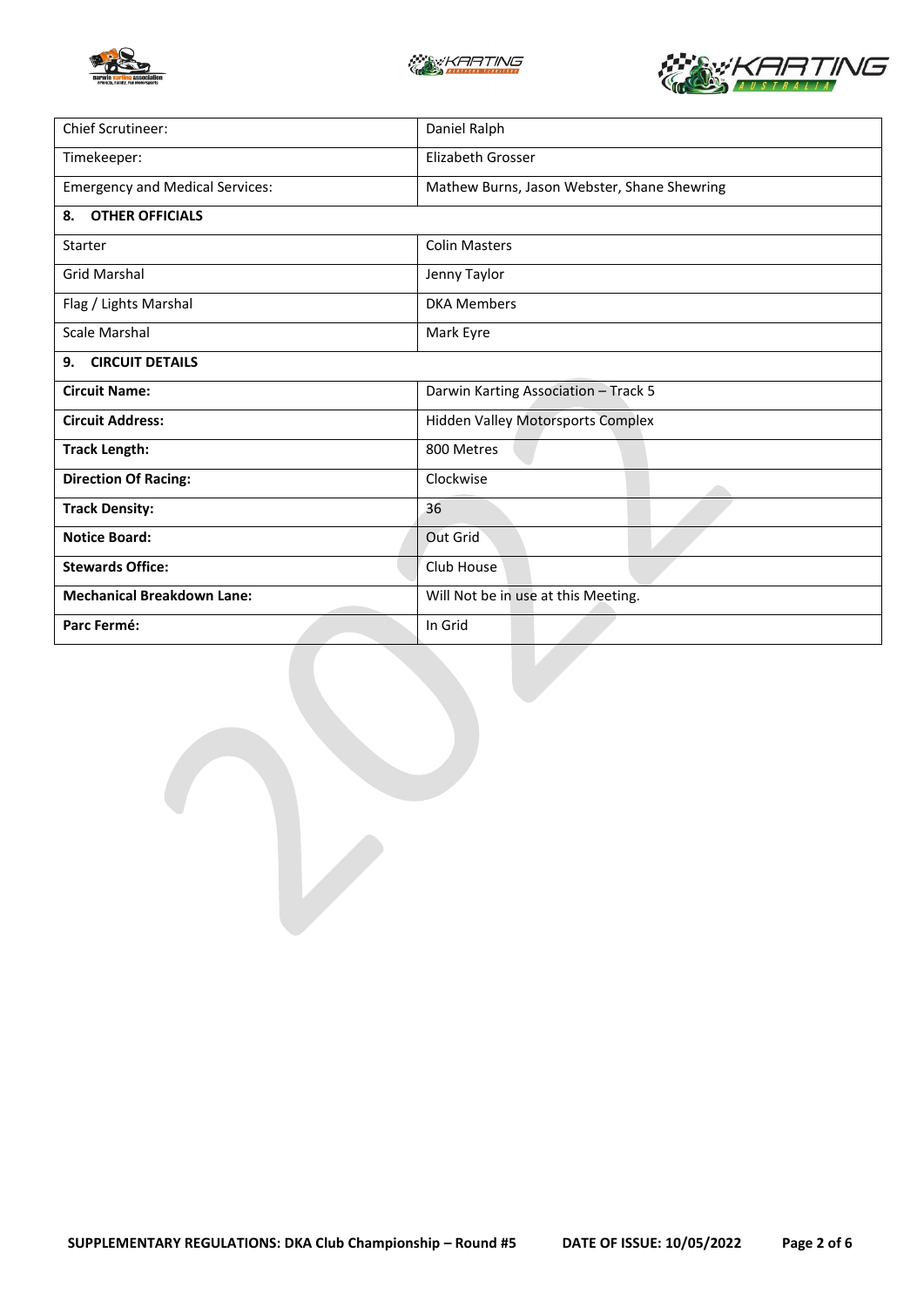| | |
|---|---|
| Chief Scrutineer: | Daniel Ralph |
| Timekeeper: | Elizabeth Grosser |
| Emergency and Medical Services: | Mathew Burns, Jason Webster, Shane Shewring |
| **8. OTHER OFFICIALS** | |
| Starter | Colin Masters |
| Grid Marshal | Jenny Taylor |
| Flag / Lights Marshal | DKA Members |
| Scale Marshal | Mark Eyre |
| **9. CIRCUIT DETAILS** | |
| **Circuit Name:** | Darwin Karting Association – Track 5 |
| **Circuit Address:** | Hidden Valley Motorsports Complex |
| **Track Length:** | 800 Metres |
| **Direction Of Racing:** | Clockwise |
| **Track Density:** | 36 |
| **Notice Board:** | Out Grid |
| **Stewards Office:** | Club House |
| **Mechanical Breakdown Lane:** | Will Not be in use at this Meeting. |
| **Parc Fermé:** | In Grid |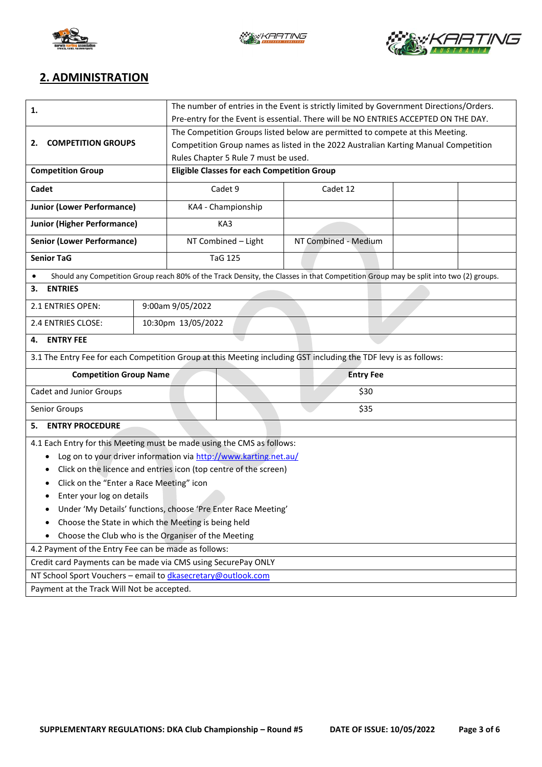## 2. ADMINISTRATION

| | | | | |
|---|---|---|---|---|
| **1.** | The number of entries in the Event is strictly limited by Government Directions/Orders. Pre-entry for the Event is essential. There will be NO ENTRIES ACCEPTED ON THE DAY. | | | |
| **2. COMPETITION GROUPS** | The Competition Groups listed below are permitted to compete at this Meeting. Competition Group names as listed in the 2022 Australian Karting Manual Competition Rules Chapter 5 Rule 7 must be used. | | | |
| **Competition Group** | **Eligible Classes for each Competition Group** | | | |
| **Cadet** | Cadet 9 | Cadet 12 | | |
| **Junior (Lower Performance)** | KA4 - Championship | | | |
| **Junior (Higher Performance)** | KA3 | | | |
| **Senior (Lower Performance)** | NT Combined – Light | NT Combined - Medium | | |
| **Senior TaG** | TaG 125 | | | |

- Should any Competition Group reach 80% of the Track Density, the Classes in that Competition Group may be split into two (2) groups.

**3. ENTRIES**

| | |
|---|---|
| 2.1 ENTRIES OPEN: | 9:00am 9/05/2022 |
| 2.4 ENTRIES CLOSE: | 10:30pm 13/05/2022 |

**4. ENTRY FEE**

3.1 The Entry Fee for each Competition Group at this Meeting including GST including the TDF levy is as follows:

| Competition Group Name | Entry Fee |
|---|---|
| Cadet and Junior Groups | $30 |
| Senior Groups | $35 |

**5. ENTRY PROCEDURE**

4.1 Each Entry for this Meeting must be made using the CMS as follows:

- Log on to your driver information via http://www.karting.net.au/
- Click on the licence and entries icon (top centre of the screen)
- Click on the "Enter a Race Meeting" icon
- Enter your log on details
- Under 'My Details' functions, choose 'Pre Enter Race Meeting'
- Choose the State in which the Meeting is being held
- Choose the Club who is the Organiser of the Meeting

4.2 Payment of the Entry Fee can be made as follows:

Credit card Payments can be made via CMS using SecurePay ONLY

NT School Sport Vouchers – email to dkasecretary@outlook.com

Payment at the Track Will Not be accepted.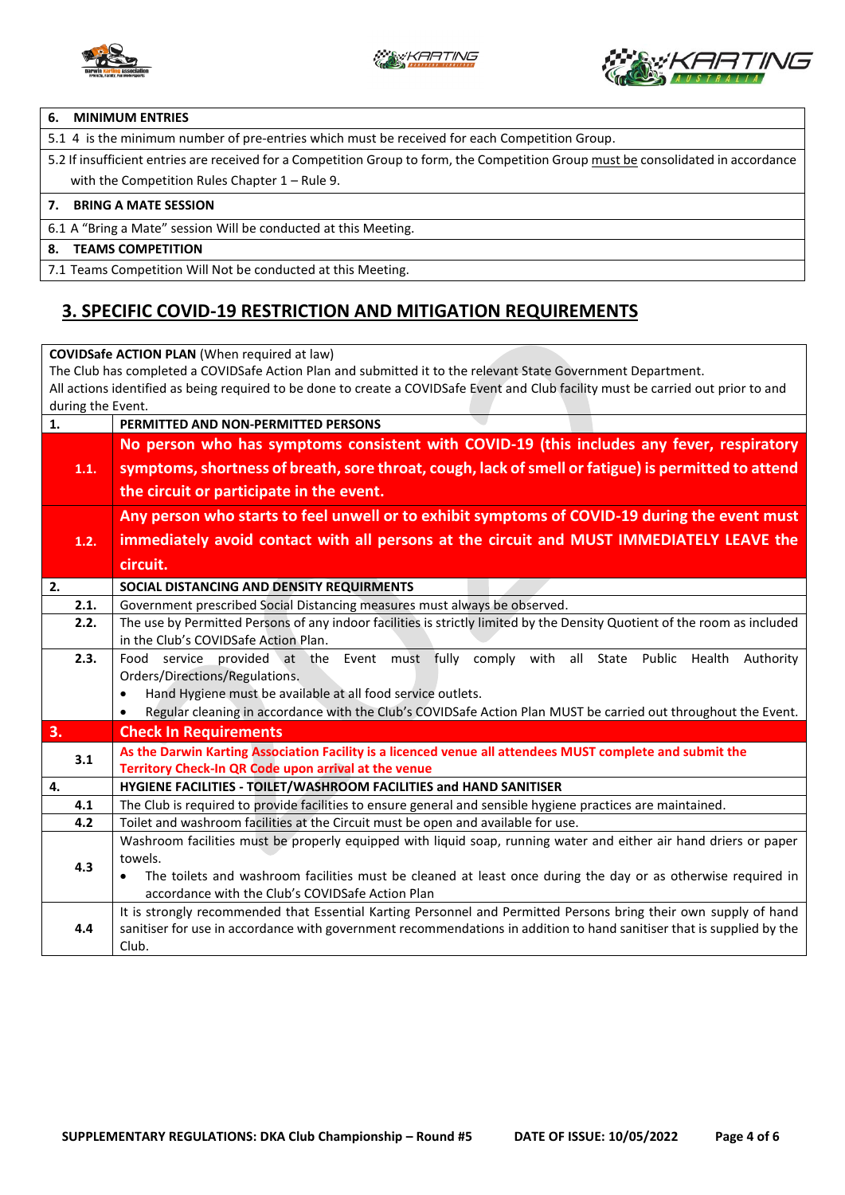| | |
|---|---|
| **6. MINIMUM ENTRIES** | |
| 5.1 4 is the minimum number of pre-entries which must be received for each Competition Group. | |
| 5.2 If insufficient entries are received for a Competition Group to form, the Competition Group must be consolidated in accordance with the Competition Rules Chapter 1 – Rule 9. | |
| **7. BRING A MATE SESSION** | |
| 6.1 A "Bring a Mate" session Will be conducted at this Meeting. | |
| **8. TEAMS COMPETITION** | |
| 7.1 Teams Competition Will Not be conducted at this Meeting. | |

## 3. SPECIFIC COVID-19 RESTRICTION AND MITIGATION REQUIREMENTS

**COVIDSafe ACTION PLAN** (When required at law)
The Club has completed a COVIDSafe Action Plan and submitted it to the relevant State Government Department.
All actions identified as being required to be done to create a COVIDSafe Event and Club facility must be carried out prior to and during the Event.

| | |
|---|---|
| **1.** | **PERMITTED AND NON-PERMITTED PERSONS** |
| **1.1.** | **No person who has symptoms consistent with COVID-19 (this includes any fever, respiratory symptoms, shortness of breath, sore throat, cough, lack of smell or fatigue) is permitted to attend the circuit or participate in the event.** |
| **1.2.** | **Any person who starts to feel unwell or to exhibit symptoms of COVID-19 during the event must immediately avoid contact with all persons at the circuit and MUST IMMEDIATELY LEAVE the circuit.** |
| **2.** | **SOCIAL DISTANCING AND DENSITY REQUIRMENTS** |
| **2.1.** | Government prescribed Social Distancing measures must always be observed. |
| **2.2.** | The use by Permitted Persons of any indoor facilities is strictly limited by the Density Quotient of the room as included in the Club's COVIDSafe Action Plan. |
| **2.3.** | Food service provided at the Event must fully comply with all State Public Health Authority Orders/Directions/Regulations.<br>• Hand Hygiene must be available at all food service outlets.<br>• Regular cleaning in accordance with the Club's COVIDSafe Action Plan MUST be carried out throughout the Event. |
| **3.** | **Check In Requirements** |
| **3.1** | **As the Darwin Karting Association Facility is a licenced venue all attendees MUST complete and submit the Territory Check-In QR Code upon arrival at the venue** |
| **4.** | **HYGIENE FACILITIES - TOILET/WASHROOM FACILITIES and HAND SANITISER** |
| **4.1** | The Club is required to provide facilities to ensure general and sensible hygiene practices are maintained. |
| **4.2** | Toilet and washroom facilities at the Circuit must be open and available for use. |
| **4.3** | Washroom facilities must be properly equipped with liquid soap, running water and either air hand driers or paper towels.<br>• The toilets and washroom facilities must be cleaned at least once during the day or as otherwise required in accordance with the Club's COVIDSafe Action Plan |
| **4.4** | It is strongly recommended that Essential Karting Personnel and Permitted Persons bring their own supply of hand sanitiser for use in accordance with government recommendations in addition to hand sanitiser that is supplied by the Club. |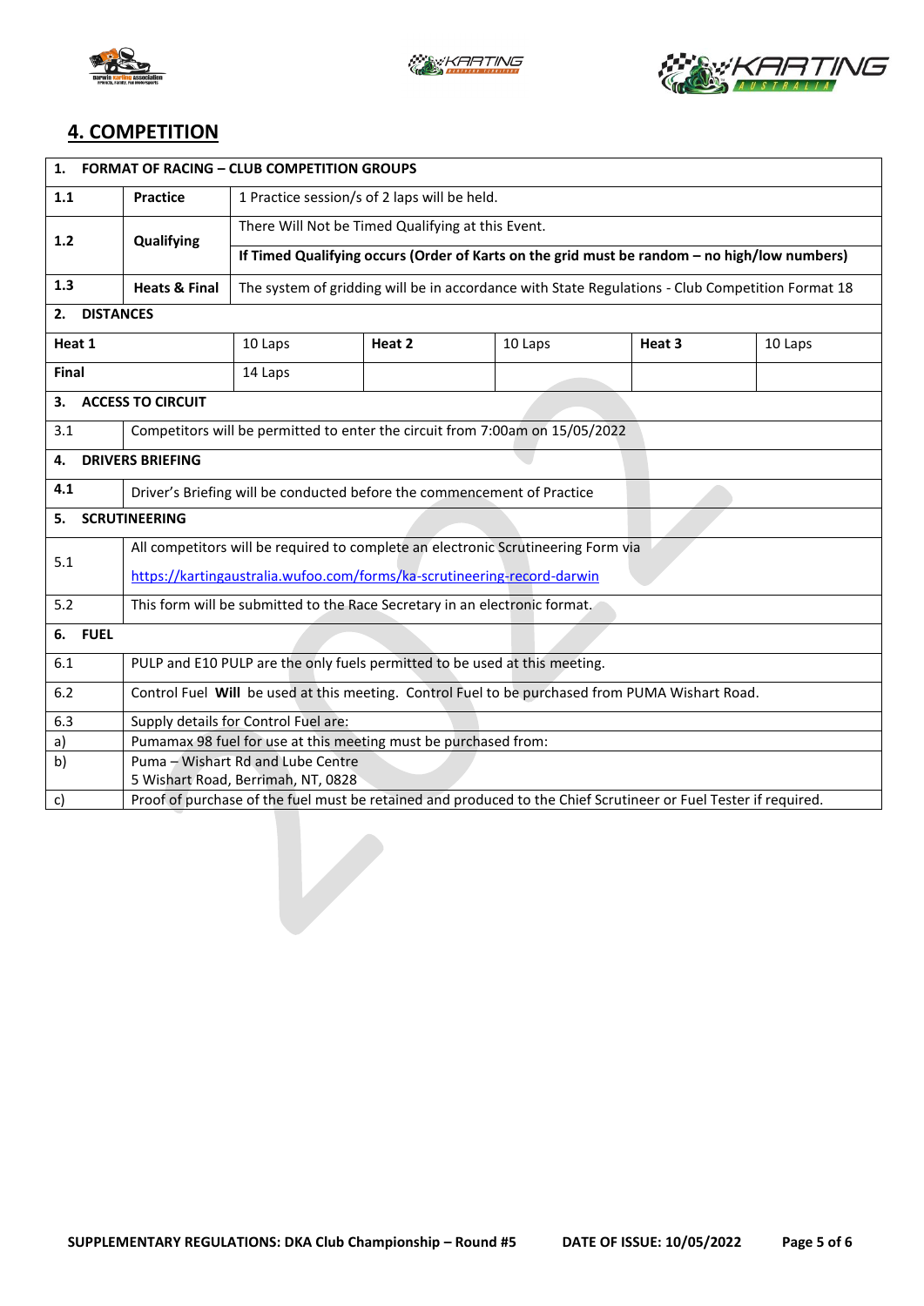## 4. COMPETITION

| | | | | | |
|---|---|---|---|---|---|
| **1. FORMAT OF RACING – CLUB COMPETITION GROUPS** | | | | | |
| **1.1** | **Practice** | 1 Practice session/s of 2 laps will be held. | | | |
| **1.2** | **Qualifying** | There Will Not be Timed Qualifying at this Event. | | | |
| | | **If Timed Qualifying occurs (Order of Karts on the grid must be random – no high/low numbers)** | | | |
| **1.3** | **Heats & Final** | The system of gridding will be in accordance with State Regulations - Club Competition Format 18 | | | |
| **2. DISTANCES** | | | | | |
| **Heat 1** | 10 Laps | **Heat 2** | 10 Laps | **Heat 3** | 10 Laps |
| **Final** | 14 Laps | | | | |
| **3. ACCESS TO CIRCUIT** | | | | | |
| 3.1 | Competitors will be permitted to enter the circuit from 7:00am on 15/05/2022 | | | | |
| **4. DRIVERS BRIEFING** | | | | | |
| **4.1** | Driver's Briefing will be conducted before the commencement of Practice | | | | |
| **5. SCRUTINEERING** | | | | | |
| 5.1 | All competitors will be required to complete an electronic Scrutineering Form via https://kartingaustralia.wufoo.com/forms/ka-scrutineering-record-darwin | | | | |
| 5.2 | This form will be submitted to the Race Secretary in an electronic format. | | | | |
| **6. FUEL** | | | | | |
| 6.1 | PULP and E10 PULP are the only fuels permitted to be used at this meeting. | | | | |
| 6.2 | Control Fuel **Will** be used at this meeting. Control Fuel to be purchased from PUMA Wishart Road. | | | | |
| 6.3 | Supply details for Control Fuel are: | | | | |
| a) | Pumamax 98 fuel for use at this meeting must be purchased from: | | | | |
| b) | Puma – Wishart Rd and Lube Centre<br>5 Wishart Road, Berrimah, NT, 0828 | | | | |
| c) | Proof of purchase of the fuel must be retained and produced to the Chief Scrutineer or Fuel Tester if required. | | | | |

SUPPLEMENTARY REGULATIONS: DKA Club Championship – Round #5 DATE OF ISSUE: 10/05/2022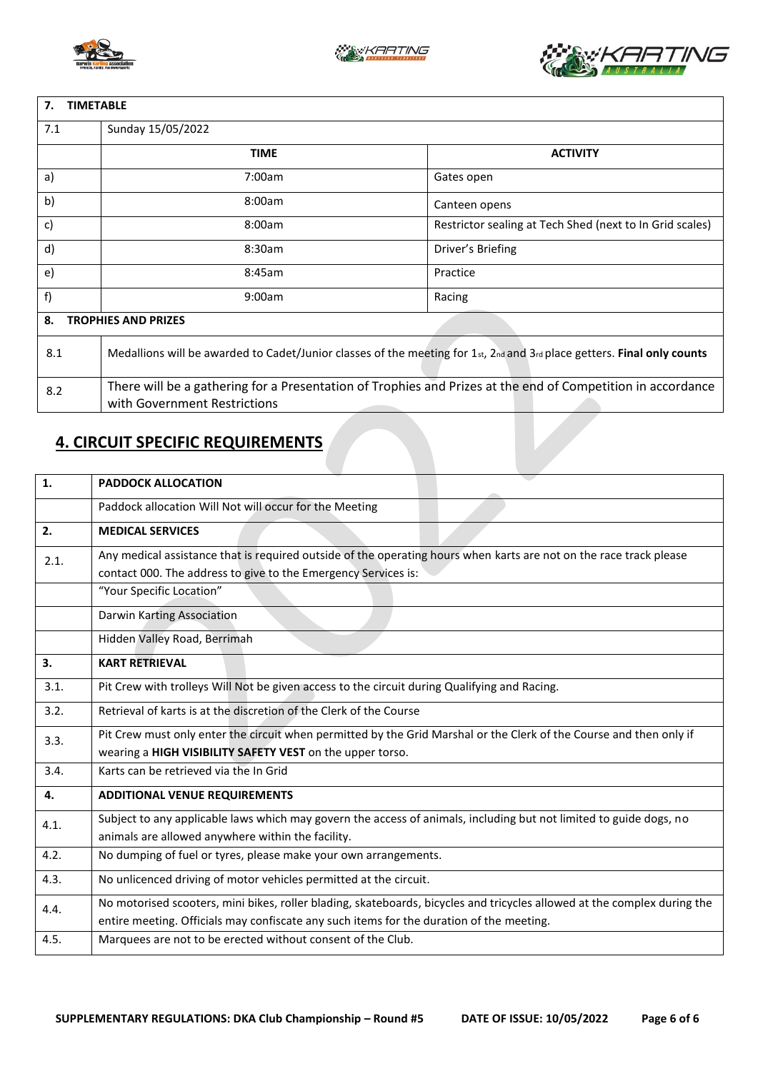| | | |
|---|---|---|
| **7.** | **TIMETABLE** | |
| 7.1 | Sunday 15/05/2022 | |
| | **TIME** | **ACTIVITY** |
| a) | 7:00am | Gates open |
| b) | 8:00am | Canteen opens |
| c) | 8:00am | Restrictor sealing at Tech Shed (next to In Grid scales) |
| d) | 8:30am | Driver's Briefing |
| e) | 8:45am | Practice |
| f) | 9:00am | Racing |
| **8.** | **TROPHIES AND PRIZES** | |
| 8.1 | Medallions will be awarded to Cadet/Junior classes of the meeting for 1st, 2nd and 3rd place getters. **Final only counts** | |
| 8.2 | There will be a gathering for a Presentation of Trophies and Prizes at the end of Competition in accordance with Government Restrictions | |

## 4. CIRCUIT SPECIFIC REQUIREMENTS

| | |
|---|---|
| **1.** | **PADDOCK ALLOCATION** |
| | Paddock allocation Will Not will occur for the Meeting |
| **2.** | **MEDICAL SERVICES** |
| 2.1. | Any medical assistance that is required outside of the operating hours when karts are not on the race track please contact 000. The address to give to the Emergency Services is: |
| | "Your Specific Location" |
| | Darwin Karting Association |
| | Hidden Valley Road, Berrimah |
| **3.** | **KART RETRIEVAL** |
| 3.1. | Pit Crew with trolleys Will Not be given access to the circuit during Qualifying and Racing. |
| 3.2. | Retrieval of karts is at the discretion of the Clerk of the Course |
| 3.3. | Pit Crew must only enter the circuit when permitted by the Grid Marshal or the Clerk of the Course and then only if wearing a **HIGH VISIBILITY SAFETY VEST** on the upper torso. |
| 3.4. | Karts can be retrieved via the In Grid |
| **4.** | **ADDITIONAL VENUE REQUIREMENTS** |
| 4.1. | Subject to any applicable laws which may govern the access of animals, including but not limited to guide dogs, no animals are allowed anywhere within the facility. |
| 4.2. | No dumping of fuel or tyres, please make your own arrangements. |
| 4.3. | No unlicenced driving of motor vehicles permitted at the circuit. |
| 4.4. | No motorised scooters, mini bikes, roller blading, skateboards, bicycles and tricycles allowed at the complex during the entire meeting. Officials may confiscate any such items for the duration of the meeting. |
| 4.5. | Marquees are not to be erected without consent of the Club. |